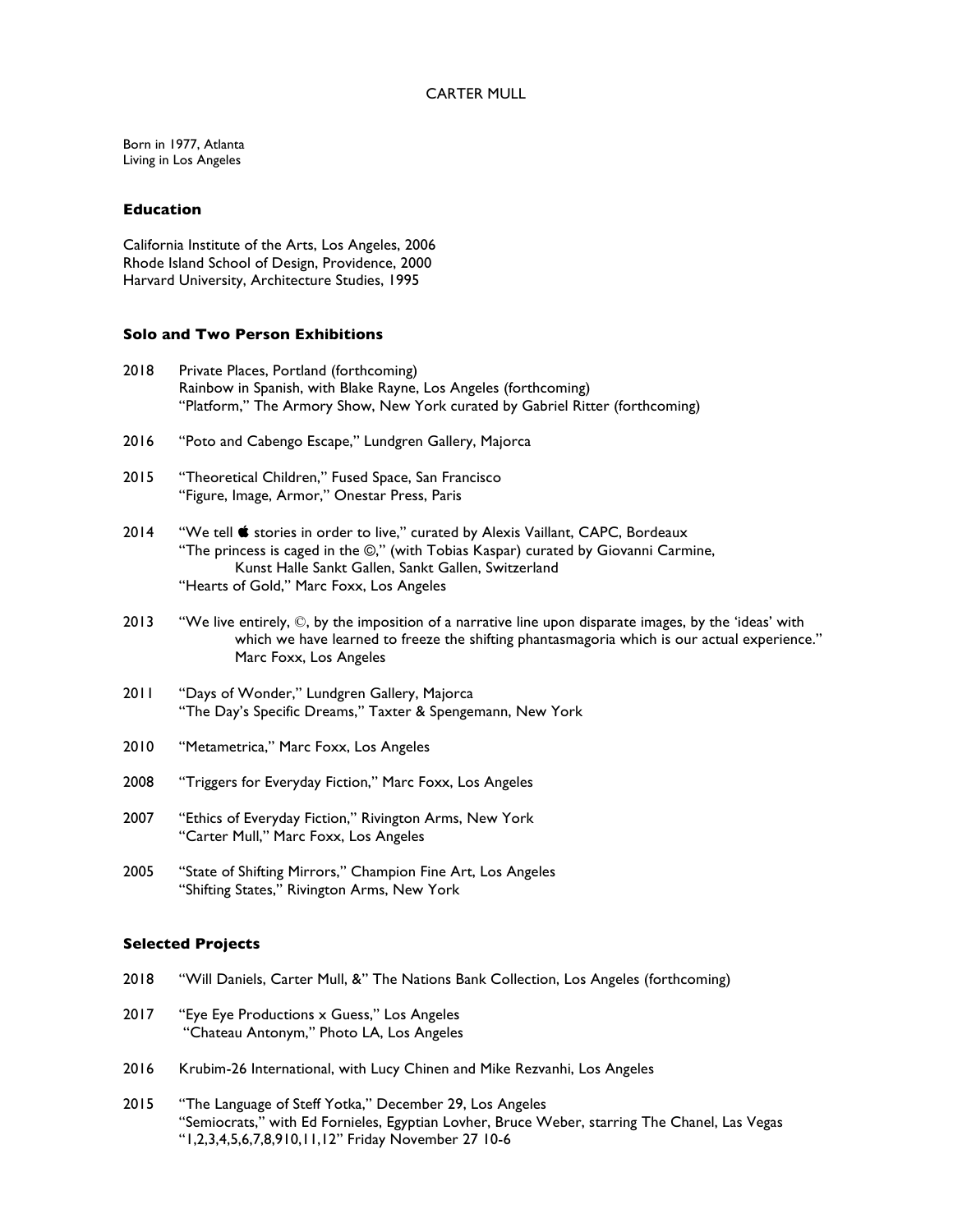# CARTER MULL

Born in 1977, Atlanta
Living in Los Angeles

## Education

California Institute of the Arts, Los Angeles, 2006
Rhode Island School of Design, Providence, 2000
Harvard University, Architecture Studies, 1995

## Solo and Two Person Exhibitions

2018 Private Places, Portland (forthcoming)
Rainbow in Spanish, with Blake Rayne, Los Angeles (forthcoming)
"Platform," The Armory Show, New York curated by Gabriel Ritter (forthcoming)

2016 "Poto and Cabengo Escape," Lundgren Gallery, Majorca

2015 "Theoretical Children," Fused Space, San Francisco
"Figure, Image, Armor," Onestar Press, Paris

2014 "We tell  stories in order to live," curated by Alexis Vaillant, CAPC, Bordeaux
"The princess is caged in the ©," (with Tobias Kaspar) curated by Giovanni Carmine, Kunst Halle Sankt Gallen, Sankt Gallen, Switzerland
"Hearts of Gold," Marc Foxx, Los Angeles

2013 "We live entirely, ©, by the imposition of a narrative line upon disparate images, by the 'ideas' with which we have learned to freeze the shifting phantasmagoria which is our actual experience." Marc Foxx, Los Angeles

2011 "Days of Wonder," Lundgren Gallery, Majorca
"The Day's Specific Dreams," Taxter & Spengemann, New York

2010 "Metametrica," Marc Foxx, Los Angeles

2008 "Triggers for Everyday Fiction," Marc Foxx, Los Angeles

2007 "Ethics of Everyday Fiction," Rivington Arms, New York
"Carter Mull," Marc Foxx, Los Angeles

2005 "State of Shifting Mirrors," Champion Fine Art, Los Angeles
"Shifting States," Rivington Arms, New York

## Selected Projects

2018 "Will Daniels, Carter Mull, &" The Nations Bank Collection, Los Angeles (forthcoming)

2017 "Eye Eye Productions x Guess," Los Angeles
"Chateau Antonym," Photo LA, Los Angeles

2016 Krubim-26 International, with Lucy Chinen and Mike Rezvanhi, Los Angeles

2015 "The Language of Steff Yotka," December 29, Los Angeles
"Semiocrats," with Ed Fornieles, Egyptian Lovher, Bruce Weber, starring The Chanel, Las Vegas
"1,2,3,4,5,6,7,8,910,11,12" Friday November 27 10-6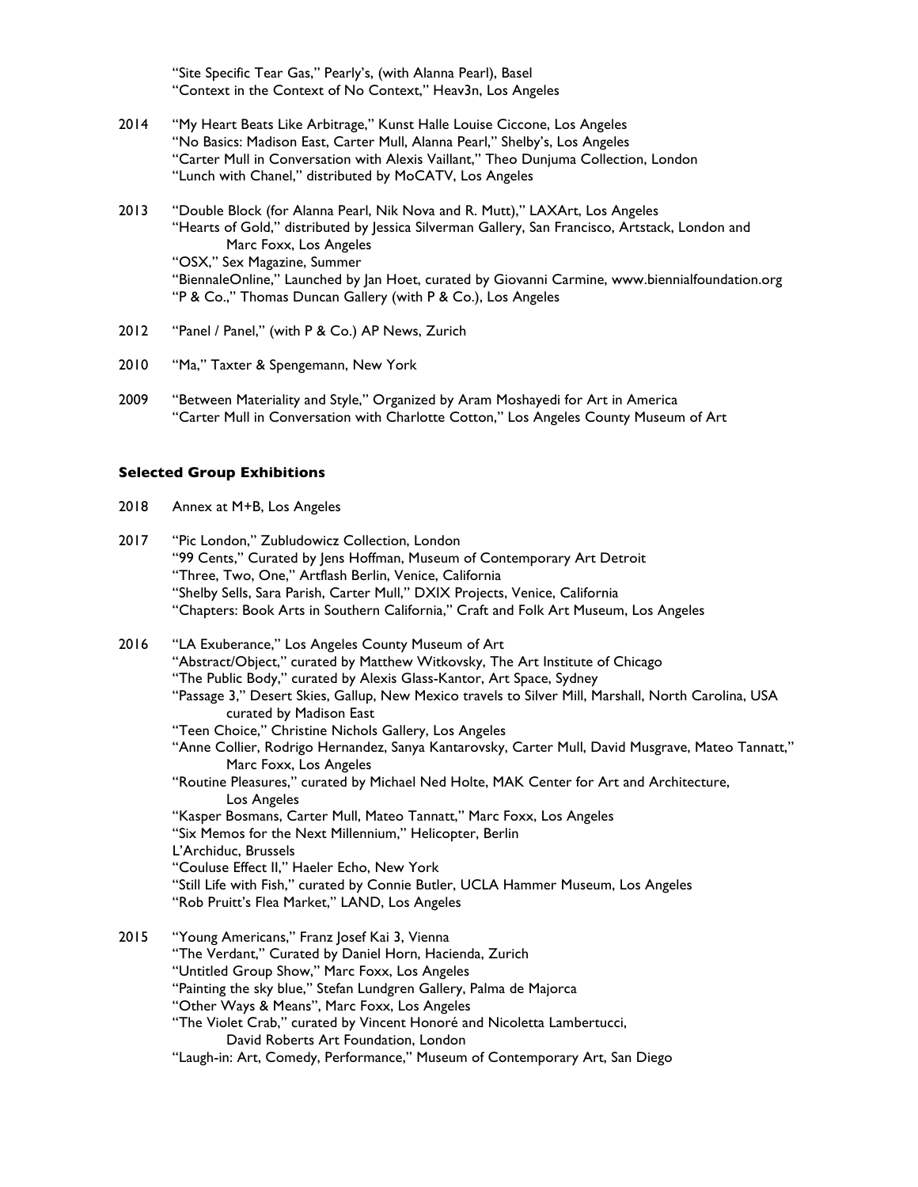"Site Specific Tear Gas," Pearly's, (with Alanna Pearl), Basel
"Context in the Context of No Context," Heav3n, Los Angeles

2014 "My Heart Beats Like Arbitrage," Kunst Halle Louise Ciccone, Los Angeles
"No Basics: Madison East, Carter Mull, Alanna Pearl," Shelby's, Los Angeles
"Carter Mull in Conversation with Alexis Vaillant," Theo Dunjuma Collection, London
"Lunch with Chanel," distributed by MoCATV, Los Angeles

2013 "Double Block (for Alanna Pearl, Nik Nova and R. Mutt)," LAXArt, Los Angeles
"Hearts of Gold," distributed by Jessica Silverman Gallery, San Francisco, Artstack, London and Marc Foxx, Los Angeles
"OSX," Sex Magazine, Summer
"BiennaleOnline," Launched by Jan Hoet, curated by Giovanni Carmine, www.biennialfoundation.org
"P & Co.," Thomas Duncan Gallery (with P & Co.), Los Angeles

2012 "Panel / Panel," (with P & Co.) AP News, Zurich

2010 "Ma," Taxter & Spengemann, New York

2009 "Between Materiality and Style," Organized by Aram Moshayedi for Art in America
"Carter Mull in Conversation with Charlotte Cotton," Los Angeles County Museum of Art

**Selected Group Exhibitions**

2018 Annex at M+B, Los Angeles

2017 "Pic London," Zubludowicz Collection, London
"99 Cents," Curated by Jens Hoffman, Museum of Contemporary Art Detroit
"Three, Two, One," Artflash Berlin, Venice, California
"Shelby Sells, Sara Parish, Carter Mull," DXIX Projects, Venice, California
"Chapters: Book Arts in Southern California," Craft and Folk Art Museum, Los Angeles

2016 "LA Exuberance," Los Angeles County Museum of Art
"Abstract/Object," curated by Matthew Witkovsky, The Art Institute of Chicago
"The Public Body," curated by Alexis Glass-Kantor, Art Space, Sydney
"Passage 3," Desert Skies, Gallup, New Mexico travels to Silver Mill, Marshall, North Carolina, USA curated by Madison East
"Teen Choice," Christine Nichols Gallery, Los Angeles
"Anne Collier, Rodrigo Hernandez, Sanya Kantarovsky, Carter Mull, David Musgrave, Mateo Tannatt," Marc Foxx, Los Angeles
"Routine Pleasures," curated by Michael Ned Holte, MAK Center for Art and Architecture, Los Angeles
"Kasper Bosmans, Carter Mull, Mateo Tannatt," Marc Foxx, Los Angeles
"Six Memos for the Next Millennium," Helicopter, Berlin
L'Archiduc, Brussels
"Couluse Effect II," Haeler Echo, New York
"Still Life with Fish," curated by Connie Butler, UCLA Hammer Museum, Los Angeles
"Rob Pruitt's Flea Market," LAND, Los Angeles

2015 "Young Americans," Franz Josef Kai 3, Vienna
"The Verdant," Curated by Daniel Horn, Hacienda, Zurich
"Untitled Group Show," Marc Foxx, Los Angeles
"Painting the sky blue," Stefan Lundgren Gallery, Palma de Majorca
"Other Ways & Means", Marc Foxx, Los Angeles
"The Violet Crab," curated by Vincent Honoré and Nicoletta Lambertucci, David Roberts Art Foundation, London
"Laugh-in: Art, Comedy, Performance," Museum of Contemporary Art, San Diego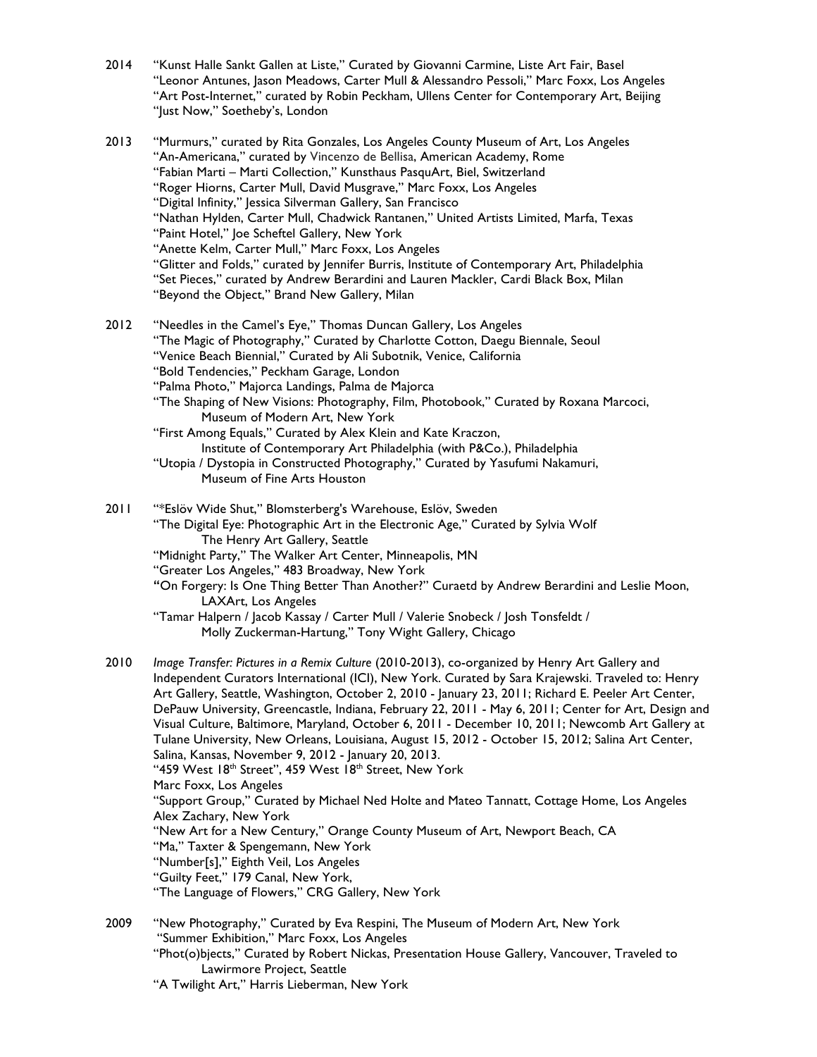2014 "Kunst Halle Sankt Gallen at Liste," Curated by Giovanni Carmine, Liste Art Fair, Basel
"Leonor Antunes, Jason Meadows, Carter Mull & Alessandro Pessoli," Marc Foxx, Los Angeles
"Art Post-Internet," curated by Robin Peckham, Ullens Center for Contemporary Art, Beijing
"Just Now," Soetheby's, London

2013 "Murmurs," curated by Rita Gonzales, Los Angeles County Museum of Art, Los Angeles
"An-Americana," curated by Vincenzo de Bellisa, American Academy, Rome
"Fabian Marti – Marti Collection," Kunsthaus PasquArt, Biel, Switzerland
"Roger Hiorns, Carter Mull, David Musgrave," Marc Foxx, Los Angeles
"Digital Infinity," Jessica Silverman Gallery, San Francisco
"Nathan Hylden, Carter Mull, Chadwick Rantanen," United Artists Limited, Marfa, Texas
"Paint Hotel," Joe Scheftel Gallery, New York
"Anette Kelm, Carter Mull," Marc Foxx, Los Angeles
"Glitter and Folds," curated by Jennifer Burris, Institute of Contemporary Art, Philadelphia
"Set Pieces," curated by Andrew Berardini and Lauren Mackler, Cardi Black Box, Milan
"Beyond the Object," Brand New Gallery, Milan

2012 "Needles in the Camel's Eye," Thomas Duncan Gallery, Los Angeles
"The Magic of Photography," Curated by Charlotte Cotton, Daegu Biennale, Seoul
"Venice Beach Biennial," Curated by Ali Subotnik, Venice, California
"Bold Tendencies," Peckham Garage, London
"Palma Photo," Majorca Landings, Palma de Majorca
"The Shaping of New Visions: Photography, Film, Photobook," Curated by Roxana Marcoci, Museum of Modern Art, New York
"First Among Equals," Curated by Alex Klein and Kate Kraczon, Institute of Contemporary Art Philadelphia (with P&Co.), Philadelphia
"Utopia / Dystopia in Constructed Photography," Curated by Yasufumi Nakamuri, Museum of Fine Arts Houston

2011 "*Eslöv Wide Shut," Blomsterberg's Warehouse, Eslöv, Sweden
"The Digital Eye: Photographic Art in the Electronic Age," Curated by Sylvia Wolf The Henry Art Gallery, Seattle
"Midnight Party," The Walker Art Center, Minneapolis, MN
"Greater Los Angeles," 483 Broadway, New York
"On Forgery: Is One Thing Better Than Another?" Curaetd by Andrew Berardini and Leslie Moon, LAXArt, Los Angeles
"Tamar Halpern / Jacob Kassay / Carter Mull / Valerie Snobeck / Josh Tonsfeldt / Molly Zuckerman-Hartung," Tony Wight Gallery, Chicago

2010 *Image Transfer: Pictures in a Remix Culture* (2010-2013), co-organized by Henry Art Gallery and Independent Curators International (ICI), New York. Curated by Sara Krajewski. Traveled to: Henry Art Gallery, Seattle, Washington, October 2, 2010 - January 23, 2011; Richard E. Peeler Art Center, DePauw University, Greencastle, Indiana, February 22, 2011 - May 6, 2011; Center for Art, Design and Visual Culture, Baltimore, Maryland, October 6, 2011 - December 10, 2011; Newcomb Art Gallery at Tulane University, New Orleans, Louisiana, August 15, 2012 - October 15, 2012; Salina Art Center, Salina, Kansas, November 9, 2012 - January 20, 2013.
"459 West 18th Street", 459 West 18th Street, New York
Marc Foxx, Los Angeles
"Support Group," Curated by Michael Ned Holte and Mateo Tannatt, Cottage Home, Los Angeles
Alex Zachary, New York
"New Art for a New Century," Orange County Museum of Art, Newport Beach, CA
"Ma," Taxter & Spengemann, New York
"Number[s]," Eighth Veil, Los Angeles
"Guilty Feet," 179 Canal, New York,
"The Language of Flowers," CRG Gallery, New York

2009 "New Photography," Curated by Eva Respini, The Museum of Modern Art, New York
"Summer Exhibition," Marc Foxx, Los Angeles
"Phot(o)bjects," Curated by Robert Nickas, Presentation House Gallery, Vancouver, Traveled to Lawirmore Project, Seattle
"A Twilight Art," Harris Lieberman, New York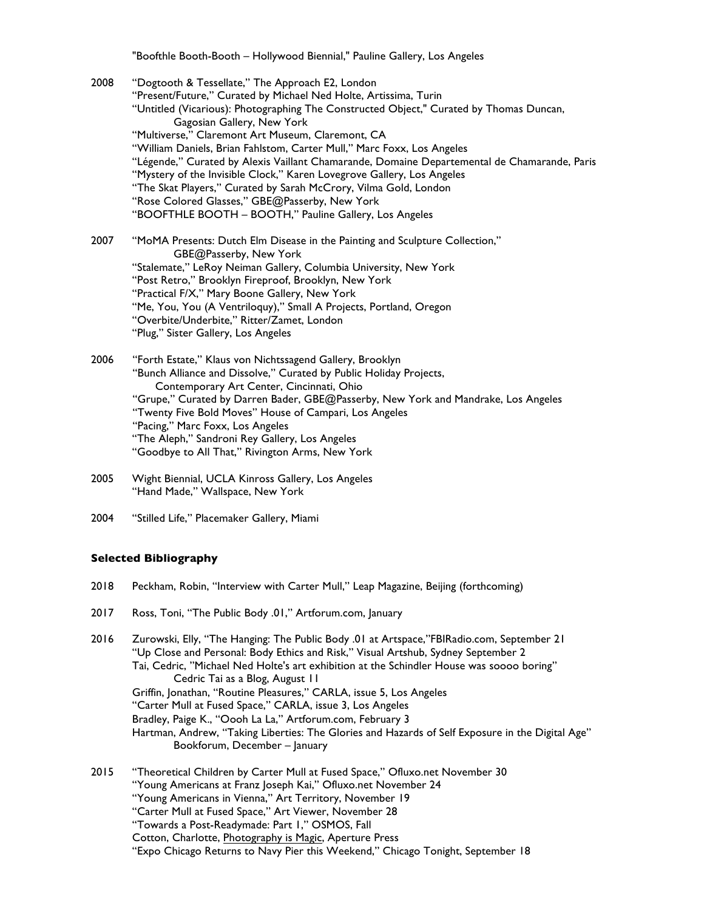"Boofthle Booth-Booth – Hollywood Biennial," Pauline Gallery, Los Angeles

2008 "Dogtooth & Tessellate," The Approach E2, London
"Present/Future," Curated by Michael Ned Holte, Artissima, Turin
"Untitled (Vicarious): Photographing The Constructed Object," Curated by Thomas Duncan, Gagosian Gallery, New York
"Multiverse," Claremont Art Museum, Claremont, CA
"William Daniels, Brian Fahlstom, Carter Mull," Marc Foxx, Los Angeles
"Légende," Curated by Alexis Vaillant Chamarande, Domaine Departemental de Chamarande, Paris
"Mystery of the Invisible Clock," Karen Lovegrove Gallery, Los Angeles
"The Skat Players," Curated by Sarah McCrory, Vilma Gold, London
"Rose Colored Glasses," GBE@Passerby, New York
"BOOFTHLE BOOTH – BOOTH," Pauline Gallery, Los Angeles

2007 "MoMA Presents: Dutch Elm Disease in the Painting and Sculpture Collection," GBE@Passerby, New York
"Stalemate," LeRoy Neiman Gallery, Columbia University, New York
"Post Retro," Brooklyn Fireproof, Brooklyn, New York
"Practical F/X," Mary Boone Gallery, New York
"Me, You, You (A Ventriloquy)," Small A Projects, Portland, Oregon
"Overbite/Underbite," Ritter/Zamet, London
"Plug," Sister Gallery, Los Angeles

2006 "Forth Estate," Klaus von Nichtssagend Gallery, Brooklyn
"Bunch Alliance and Dissolve," Curated by Public Holiday Projects, Contemporary Art Center, Cincinnati, Ohio
"Grupe," Curated by Darren Bader, GBE@Passerby, New York and Mandrake, Los Angeles
"Twenty Five Bold Moves" House of Campari, Los Angeles
"Pacing," Marc Foxx, Los Angeles
"The Aleph," Sandroni Rey Gallery, Los Angeles
"Goodbye to All That," Rivington Arms, New York

2005 Wight Biennial, UCLA Kinross Gallery, Los Angeles
"Hand Made," Wallspace, New York

2004 "Stilled Life," Placemaker Gallery, Miami

### Selected Bibliography

2018 Peckham, Robin, "Interview with Carter Mull," Leap Magazine, Beijing (forthcoming)

2017 Ross, Toni, "The Public Body .01," Artforum.com, January

2016 Zurowski, Elly, "The Hanging: The Public Body .01 at Artspace,"FBIRadio.com, September 21
"Up Close and Personal: Body Ethics and Risk," Visual Artshub, Sydney September 2
Tai, Cedric, "Michael Ned Holte's art exhibition at the Schindler House was soooo boring" Cedric Tai as a Blog, August 11
Griffin, Jonathan, "Routine Pleasures," CARLA, issue 5, Los Angeles
"Carter Mull at Fused Space," CARLA, issue 3, Los Angeles
Bradley, Paige K., "Oooh La La," Artforum.com, February 3
Hartman, Andrew, "Taking Liberties: The Glories and Hazards of Self Exposure in the Digital Age" Bookforum, December – January

2015 "Theoretical Children by Carter Mull at Fused Space," Ofluxo.net November 30
"Young Americans at Franz Joseph Kai," Ofluxo.net November 24
"Young Americans in Vienna," Art Territory, November 19
"Carter Mull at Fused Space," Art Viewer, November 28
"Towards a Post-Readymade: Part 1," OSMOS, Fall
Cotton, Charlotte, Photography is Magic, Aperture Press
"Expo Chicago Returns to Navy Pier this Weekend," Chicago Tonight, September 18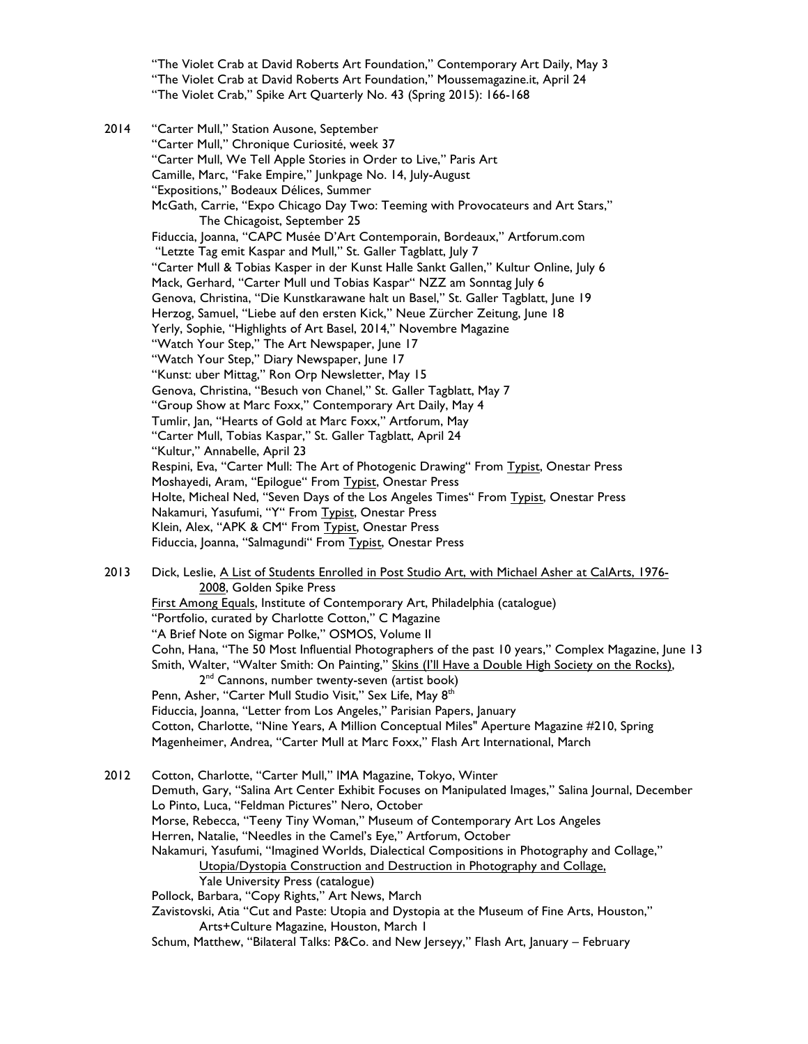"The Violet Crab at David Roberts Art Foundation," Contemporary Art Daily, May 3
"The Violet Crab at David Roberts Art Foundation," Moussemagazine.it, April 24
"The Violet Crab," Spike Art Quarterly No. 43 (Spring 2015): 166-168

2014 "Carter Mull," Station Ausone, September
"Carter Mull," Chronique Curiosité, week 37
"Carter Mull, We Tell Apple Stories in Order to Live," Paris Art
Camille, Marc, "Fake Empire," Junkpage No. 14, July-August
"Expositions," Bodeaux Délices, Summer
McGath, Carrie, "Expo Chicago Day Two: Teeming with Provocateurs and Art Stars," The Chicagoist, September 25
Fiduccia, Joanna, "CAPC Musée D'Art Contemporain, Bordeaux," Artforum.com
"Letzte Tag emit Kaspar and Mull," St. Galler Tagblatt, July 7
"Carter Mull & Tobias Kasper in der Kunst Halle Sankt Gallen," Kultur Online, July 6
Mack, Gerhard, "Carter Mull und Tobias Kaspar" NZZ am Sonntag July 6
Genova, Christina, "Die Kunstkarawane halt un Basel," St. Galler Tagblatt, June 19
Herzog, Samuel, "Liebe auf den ersten Kick," Neue Zürcher Zeitung, June 18
Yerly, Sophie, "Highlights of Art Basel, 2014," Novembre Magazine
"Watch Your Step," The Art Newspaper, June 17
"Watch Your Step," Diary Newspaper, June 17
"Kunst: uber Mittag," Ron Orp Newsletter, May 15
Genova, Christina, "Besuch von Chanel," St. Galler Tagblatt, May 7
"Group Show at Marc Foxx," Contemporary Art Daily, May 4
Tumlir, Jan, "Hearts of Gold at Marc Foxx," Artforum, May
"Carter Mull, Tobias Kaspar," St. Galler Tagblatt, April 24
"Kultur," Annabelle, April 23
Respini, Eva, "Carter Mull: The Art of Photogenic Drawing" From Typist, Onestar Press
Moshayedi, Aram, "Epilogue" From Typist, Onestar Press
Holte, Micheal Ned, "Seven Days of the Los Angeles Times" From Typist, Onestar Press
Nakamuri, Yasufumi, "Y" From Typist, Onestar Press
Klein, Alex, "APK & CM" From Typist, Onestar Press
Fiduccia, Joanna, "Salmagundi" From Typist, Onestar Press

2013 Dick, Leslie, A List of Students Enrolled in Post Studio Art, with Michael Asher at CalArts, 1976-2008, Golden Spike Press
First Among Equals, Institute of Contemporary Art, Philadelphia (catalogue)
"Portfolio, curated by Charlotte Cotton," C Magazine
"A Brief Note on Sigmar Polke," OSMOS, Volume II
Cohn, Hana, "The 50 Most Influential Photographers of the past 10 years," Complex Magazine, June 13
Smith, Walter, "Walter Smith: On Painting," Skins (I'll Have a Double High Society on the Rocks), 2nd Cannons, number twenty-seven (artist book)
Penn, Asher, "Carter Mull Studio Visit," Sex Life, May 8th
Fiduccia, Joanna, "Letter from Los Angeles," Parisian Papers, January
Cotton, Charlotte, "Nine Years, A Million Conceptual Miles" Aperture Magazine #210, Spring
Magenheimer, Andrea, "Carter Mull at Marc Foxx," Flash Art International, March

2012 Cotton, Charlotte, "Carter Mull," IMA Magazine, Tokyo, Winter
Demuth, Gary, "Salina Art Center Exhibit Focuses on Manipulated Images," Salina Journal, December
Lo Pinto, Luca, "Feldman Pictures" Nero, October
Morse, Rebecca, "Teeny Tiny Woman," Museum of Contemporary Art Los Angeles
Herren, Natalie, "Needles in the Camel's Eye," Artforum, October
Nakamuri, Yasufumi, "Imagined Worlds, Dialectical Compositions in Photography and Collage," Utopia/Dystopia Construction and Destruction in Photography and Collage, Yale University Press (catalogue)
Pollock, Barbara, "Copy Rights," Art News, March
Zavistovski, Atia "Cut and Paste: Utopia and Dystopia at the Museum of Fine Arts, Houston," Arts+Culture Magazine, Houston, March 1
Schum, Matthew, "Bilateral Talks: P&Co. and New Jerseyy," Flash Art, January – February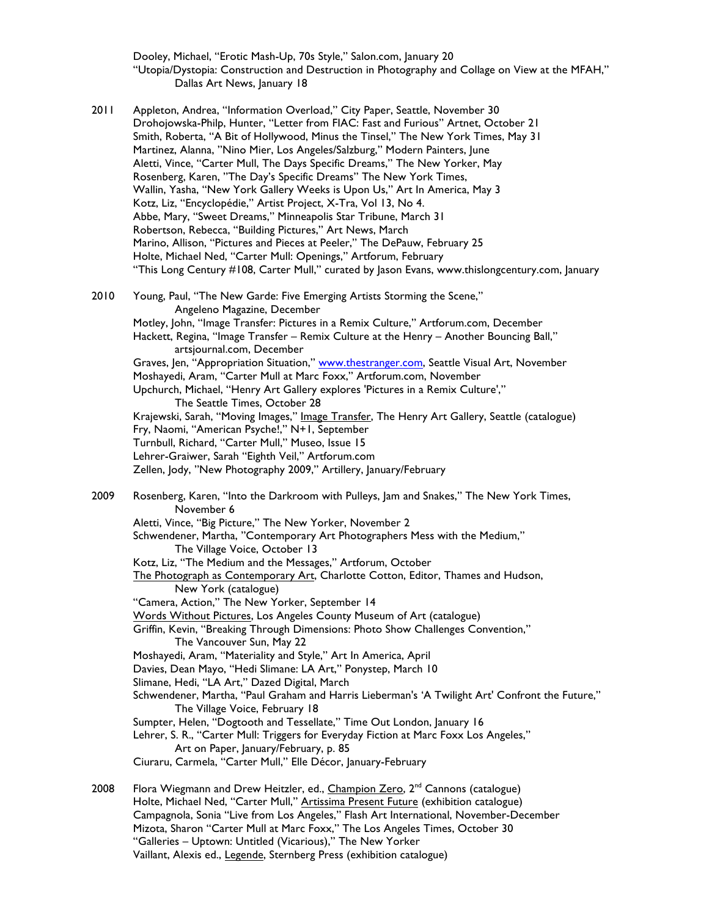Dooley, Michael, "Erotic Mash-Up, 70s Style," Salon.com, January 20
"Utopia/Dystopia: Construction and Destruction in Photography and Collage on View at the MFAH," Dallas Art News, January 18

2011 Appleton, Andrea, "Information Overload," City Paper, Seattle, November 30
Drohojowska-Philp, Hunter, "Letter from FIAC: Fast and Furious" Artnet, October 21
Smith, Roberta, "A Bit of Hollywood, Minus the Tinsel," The New York Times, May 31
Martinez, Alanna, "Nino Mier, Los Angeles/Salzburg," Modern Painters, June
Aletti, Vince, "Carter Mull, The Days Specific Dreams," The New Yorker, May
Rosenberg, Karen, "The Day's Specific Dreams" The New York Times,
Wallin, Yasha, "New York Gallery Weeks is Upon Us," Art In America, May 3
Kotz, Liz, "Encyclopédie," Artist Project, X-Tra, Vol 13, No 4.
Abbe, Mary, "Sweet Dreams," Minneapolis Star Tribune, March 31
Robertson, Rebecca, "Building Pictures," Art News, March
Marino, Allison, "Pictures and Pieces at Peeler," The DePauw, February 25
Holte, Michael Ned, "Carter Mull: Openings," Artforum, February
"This Long Century #108, Carter Mull," curated by Jason Evans, www.thislongcentury.com, January

2010 Young, Paul, "The New Garde: Five Emerging Artists Storming the Scene," Angeleno Magazine, December
Motley, John, "Image Transfer: Pictures in a Remix Culture," Artforum.com, December
Hackett, Regina, "Image Transfer – Remix Culture at the Henry – Another Bouncing Ball," artsjournal.com, December
Graves, Jen, "Appropriation Situation," www.thestranger.com, Seattle Visual Art, November
Moshayedi, Aram, "Carter Mull at Marc Foxx," Artforum.com, November
Upchurch, Michael, "Henry Art Gallery explores 'Pictures in a Remix Culture'," The Seattle Times, October 28
Krajewski, Sarah, "Moving Images," Image Transfer, The Henry Art Gallery, Seattle (catalogue)
Fry, Naomi, "American Psyche!," N+1, September
Turnbull, Richard, "Carter Mull," Museo, Issue 15
Lehrer-Graiwer, Sarah "Eighth Veil," Artforum.com
Zellen, Jody, "New Photography 2009," Artillery, January/February

2009 Rosenberg, Karen, "Into the Darkroom with Pulleys, Jam and Snakes," The New York Times, November 6
Aletti, Vince, "Big Picture," The New Yorker, November 2
Schwendener, Martha, "Contemporary Art Photographers Mess with the Medium," The Village Voice, October 13
Kotz, Liz, "The Medium and the Messages," Artforum, October
The Photograph as Contemporary Art, Charlotte Cotton, Editor, Thames and Hudson, New York (catalogue)
"Camera, Action," The New Yorker, September 14
Words Without Pictures, Los Angeles County Museum of Art (catalogue)
Griffin, Kevin, "Breaking Through Dimensions: Photo Show Challenges Convention," The Vancouver Sun, May 22
Moshayedi, Aram, "Materiality and Style," Art In America, April
Davies, Dean Mayo, "Hedi Slimane: LA Art," Ponystep, March 10
Slimane, Hedi, "LA Art," Dazed Digital, March
Schwendener, Martha, "Paul Graham and Harris Lieberman's 'A Twilight Art' Confront the Future," The Village Voice, February 18
Sumpter, Helen, "Dogtooth and Tessellate," Time Out London, January 16
Lehrer, S. R., "Carter Mull: Triggers for Everyday Fiction at Marc Foxx Los Angeles," Art on Paper, January/February, p. 85
Ciuraru, Carmela, "Carter Mull," Elle Décor, January-February

2008 Flora Wiegmann and Drew Heitzler, ed., Champion Zero, 2nd Cannons (catalogue)
Holte, Michael Ned, "Carter Mull," Artissima Present Future (exhibition catalogue)
Campagnola, Sonia "Live from Los Angeles," Flash Art International, November-December
Mizota, Sharon "Carter Mull at Marc Foxx," The Los Angeles Times, October 30
"Galleries – Uptown: Untitled (Vicarious)," The New Yorker
Vaillant, Alexis ed., Legende, Sternberg Press (exhibition catalogue)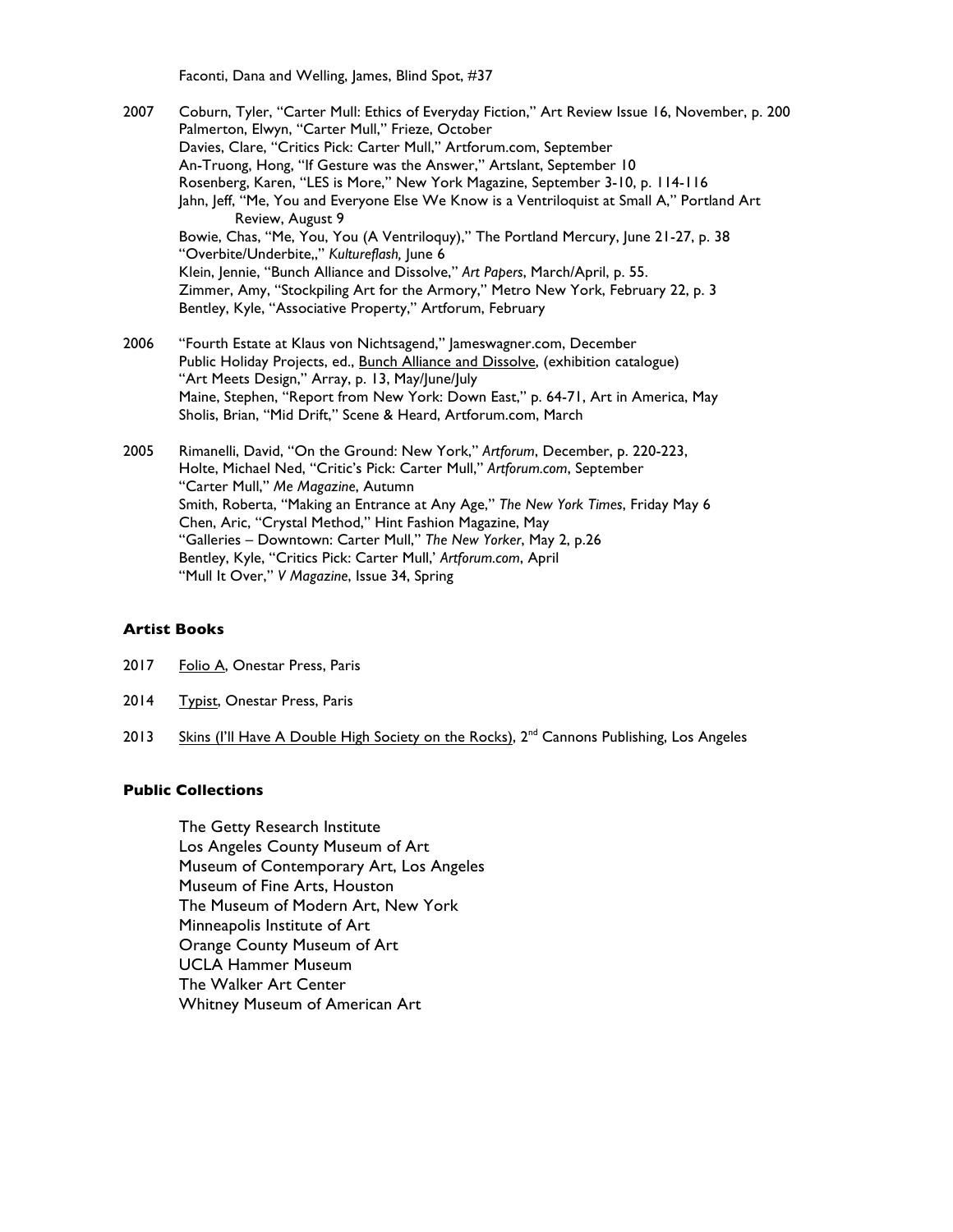Faconti, Dana and Welling, James, Blind Spot, #37

2007 Coburn, Tyler, "Carter Mull: Ethics of Everyday Fiction," Art Review Issue 16, November, p. 200
Palmerton, Elwyn, "Carter Mull," Frieze, October
Davies, Clare, "Critics Pick: Carter Mull," Artforum.com, September
An-Truong, Hong, "If Gesture was the Answer," Artslant, September 10
Rosenberg, Karen, "LES is More," New York Magazine, September 3-10, p. 114-116
Jahn, Jeff, "Me, You and Everyone Else We Know is a Ventriloquist at Small A," Portland Art Review, August 9
Bowie, Chas, "Me, You, You (A Ventriloquy)," The Portland Mercury, June 21-27, p. 38
"Overbite/Underbite,," *Kultureflash,* June 6
Klein, Jennie, "Bunch Alliance and Dissolve," *Art Papers*, March/April, p. 55.
Zimmer, Amy, "Stockpiling Art for the Armory," Metro New York, February 22, p. 3
Bentley, Kyle, "Associative Property," Artforum, February

2006 "Fourth Estate at Klaus von Nichtsagend," Jameswagner.com, December
Public Holiday Projects, ed., Bunch Alliance and Dissolve, (exhibition catalogue)
"Art Meets Design," Array, p. 13, May/June/July
Maine, Stephen, "Report from New York: Down East," p. 64-71, Art in America, May
Sholis, Brian, "Mid Drift," Scene & Heard, Artforum.com, March

2005 Rimanelli, David, "On the Ground: New York," *Artforum*, December, p. 220-223,
Holte, Michael Ned, "Critic's Pick: Carter Mull," *Artforum.com*, September
"Carter Mull," *Me Magazine*, Autumn
Smith, Roberta, "Making an Entrance at Any Age," *The New York Times*, Friday May 6
Chen, Aric, "Crystal Method," Hint Fashion Magazine, May
"Galleries – Downtown: Carter Mull," *The New Yorker*, May 2, p.26
Bentley, Kyle, "Critics Pick: Carter Mull,' *Artforum.com*, April
"Mull It Over," *V Magazine*, Issue 34, Spring

**Artist Books**

2017 Folio A, Onestar Press, Paris

2014 Typist, Onestar Press, Paris

2013 Skins (I'll Have A Double High Society on the Rocks), 2nd Cannons Publishing, Los Angeles

**Public Collections**

The Getty Research Institute
Los Angeles County Museum of Art
Museum of Contemporary Art, Los Angeles
Museum of Fine Arts, Houston
The Museum of Modern Art, New York
Minneapolis Institute of Art
Orange County Museum of Art
UCLA Hammer Museum
The Walker Art Center
Whitney Museum of American Art